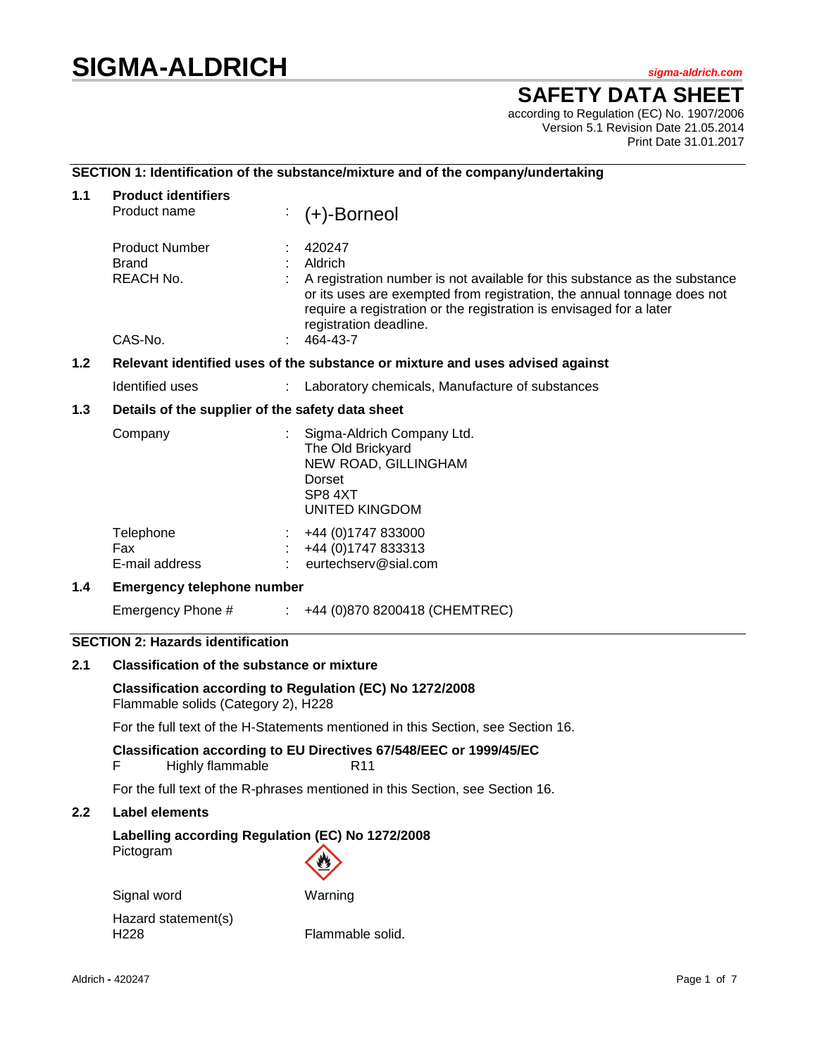# SIGMA-ALDRICH

sigma-aldrich.com

## SAFETY DATA SHEET

according to Regulation (EC) No. 1907/2006
Version 5.1 Revision Date 21.05.2014
Print Date 31.01.2017

### SECTION 1: Identification of the substance/mixture and of the company/undertaking

**1.1 Product identifiers**

| | | |
|---|---|---|
| Product name | : | (+)-Borneol |
| Product Number | : | 420247 |
| Brand | : | Aldrich |
| REACH No. | : | A registration number is not available for this substance as the substance or its uses are exempted from registration, the annual tonnage does not require a registration or the registration is envisaged for a later registration deadline. |
| CAS-No. | : | 464-43-7 |

**1.2 Relevant identified uses of the substance or mixture and uses advised against**

| | | |
|---|---|---|
| Identified uses | : | Laboratory chemicals, Manufacture of substances |

**1.3 Details of the supplier of the safety data sheet**

| | | |
|---|---|---|
| Company | : | Sigma-Aldrich Company Ltd.<br>The Old Brickyard<br>NEW ROAD, GILLINGHAM<br>Dorset<br>SP8 4XT<br>UNITED KINGDOM |
| Telephone | : | +44 (0)1747 833000 |
| Fax | : | +44 (0)1747 833313 |
| E-mail address | : | eurtechserv@sial.com |

**1.4 Emergency telephone number**

| | | |
|---|---|---|
| Emergency Phone # | : | +44 (0)870 8200418 (CHEMTREC) |

### SECTION 2: Hazards identification

**2.1 Classification of the substance or mixture**

**Classification according to Regulation (EC) No 1272/2008**
Flammable solids (Category 2), H228

For the full text of the H-Statements mentioned in this Section, see Section 16.

**Classification according to EU Directives 67/548/EEC or 1999/45/EC**
F Highly flammable R11

For the full text of the R-phrases mentioned in this Section, see Section 16.

**2.2 Label elements**

**Labelling according Regulation (EC) No 1272/2008**

Pictogram

Signal word: Warning

Hazard statement(s)
H228 Flammable solid.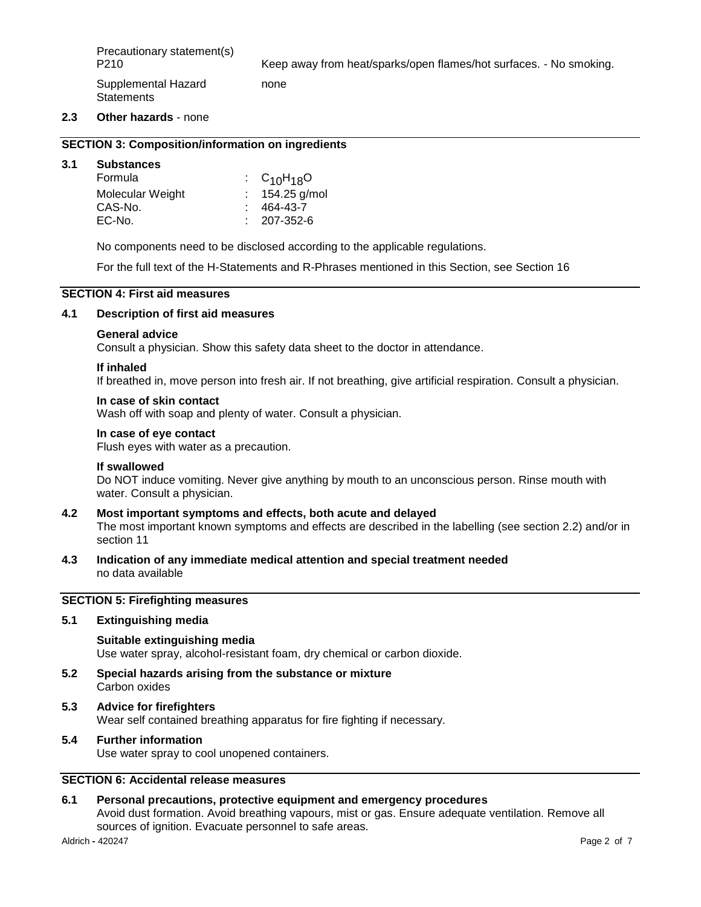Precautionary statement(s)

| | |
|---|---|
| P210 | Keep away from heat/sparks/open flames/hot surfaces. - No smoking. |
| Supplemental Hazard Statements | none |

**2.3 Other hazards** - none

## SECTION 3: Composition/information on ingredients

### 3.1 Substances

| | |
|---|---|
| Formula | : $C_{10}H_{18}O$ |
| Molecular Weight | : 154.25 g/mol |
| CAS-No. | : 464-43-7 |
| EC-No. | : 207-352-6 |

No components need to be disclosed according to the applicable regulations.

For the full text of the H-Statements and R-Phrases mentioned in this Section, see Section 16

## SECTION 4: First aid measures

### 4.1 Description of first aid measures

**General advice**
Consult a physician. Show this safety data sheet to the doctor in attendance.

**If inhaled**
If breathed in, move person into fresh air. If not breathing, give artificial respiration. Consult a physician.

**In case of skin contact**
Wash off with soap and plenty of water. Consult a physician.

**In case of eye contact**
Flush eyes with water as a precaution.

**If swallowed**
Do NOT induce vomiting. Never give anything by mouth to an unconscious person. Rinse mouth with water. Consult a physician.

### 4.2 Most important symptoms and effects, both acute and delayed

The most important known symptoms and effects are described in the labelling (see section 2.2) and/or in section 11

### 4.3 Indication of any immediate medical attention and special treatment needed

no data available

## SECTION 5: Firefighting measures

### 5.1 Extinguishing media

**Suitable extinguishing media**
Use water spray, alcohol-resistant foam, dry chemical or carbon dioxide.

### 5.2 Special hazards arising from the substance or mixture

Carbon oxides

### 5.3 Advice for firefighters

Wear self contained breathing apparatus for fire fighting if necessary.

### 5.4 Further information

Use water spray to cool unopened containers.

## SECTION 6: Accidental release measures

### 6.1 Personal precautions, protective equipment and emergency procedures

Avoid dust formation. Avoid breathing vapours, mist or gas. Ensure adequate ventilation. Remove all sources of ignition. Evacuate personnel to safe areas.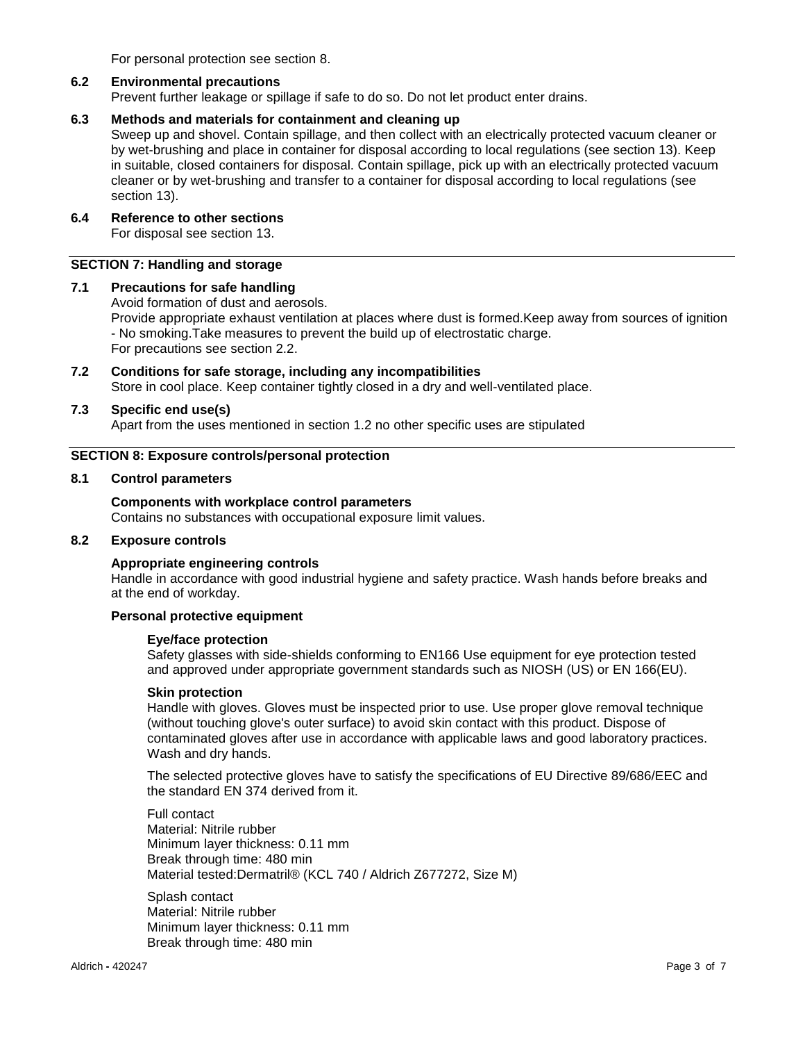For personal protection see section 8.

**6.2 Environmental precautions**

Prevent further leakage or spillage if safe to do so. Do not let product enter drains.

**6.3 Methods and materials for containment and cleaning up**

Sweep up and shovel. Contain spillage, and then collect with an electrically protected vacuum cleaner or by wet-brushing and place in container for disposal according to local regulations (see section 13). Keep in suitable, closed containers for disposal. Contain spillage, pick up with an electrically protected vacuum cleaner or by wet-brushing and transfer to a container for disposal according to local regulations (see section 13).

**6.4 Reference to other sections**

For disposal see section 13.

## SECTION 7: Handling and storage

**7.1 Precautions for safe handling**

Avoid formation of dust and aerosols.
Provide appropriate exhaust ventilation at places where dust is formed.Keep away from sources of ignition - No smoking.Take measures to prevent the build up of electrostatic charge.
For precautions see section 2.2.

**7.2 Conditions for safe storage, including any incompatibilities**

Store in cool place. Keep container tightly closed in a dry and well-ventilated place.

**7.3 Specific end use(s)**

Apart from the uses mentioned in section 1.2 no other specific uses are stipulated

## SECTION 8: Exposure controls/personal protection

**8.1 Control parameters**

**Components with workplace control parameters**

Contains no substances with occupational exposure limit values.

**8.2 Exposure controls**

**Appropriate engineering controls**

Handle in accordance with good industrial hygiene and safety practice. Wash hands before breaks and at the end of workday.

**Personal protective equipment**

**Eye/face protection**

Safety glasses with side-shields conforming to EN166 Use equipment for eye protection tested and approved under appropriate government standards such as NIOSH (US) or EN 166(EU).

**Skin protection**

Handle with gloves. Gloves must be inspected prior to use. Use proper glove removal technique (without touching glove's outer surface) to avoid skin contact with this product. Dispose of contaminated gloves after use in accordance with applicable laws and good laboratory practices. Wash and dry hands.

The selected protective gloves have to satisfy the specifications of EU Directive 89/686/EEC and the standard EN 374 derived from it.

Full contact
Material: Nitrile rubber
Minimum layer thickness: 0.11 mm
Break through time: 480 min
Material tested:Dermatril® (KCL 740 / Aldrich Z677272, Size M)

Splash contact
Material: Nitrile rubber
Minimum layer thickness: 0.11 mm
Break through time: 480 min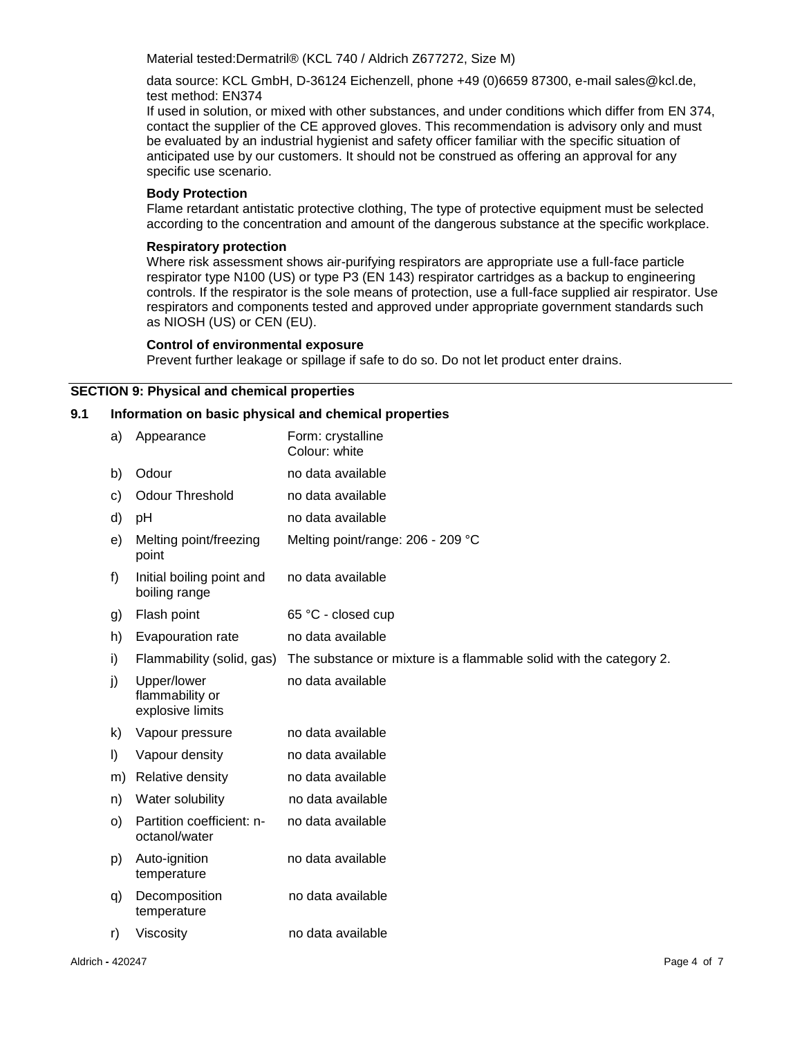Material tested:Dermatril® (KCL 740 / Aldrich Z677272, Size M)

data source: KCL GmbH, D-36124 Eichenzell, phone +49 (0)6659 87300, e-mail sales@kcl.de, test method: EN374

If used in solution, or mixed with other substances, and under conditions which differ from EN 374, contact the supplier of the CE approved gloves. This recommendation is advisory only and must be evaluated by an industrial hygienist and safety officer familiar with the specific situation of anticipated use by our customers. It should not be construed as offering an approval for any specific use scenario.

**Body Protection**

Flame retardant antistatic protective clothing, The type of protective equipment must be selected according to the concentration and amount of the dangerous substance at the specific workplace.

**Respiratory protection**

Where risk assessment shows air-purifying respirators are appropriate use a full-face particle respirator type N100 (US) or type P3 (EN 143) respirator cartridges as a backup to engineering controls. If the respirator is the sole means of protection, use a full-face supplied air respirator. Use respirators and components tested and approved under appropriate government standards such as NIOSH (US) or CEN (EU).

**Control of environmental exposure**

Prevent further leakage or spillage if safe to do so. Do not let product enter drains.

## SECTION 9: Physical and chemical properties

### 9.1 Information on basic physical and chemical properties

| | | |
|---|---|---|
| a) | Appearance | Form: crystalline<br>Colour: white |
| b) | Odour | no data available |
| c) | Odour Threshold | no data available |
| d) | pH | no data available |
| e) | Melting point/freezing point | Melting point/range: 206 - 209 °C |
| f) | Initial boiling point and boiling range | no data available |
| g) | Flash point | 65 °C - closed cup |
| h) | Evapouration rate | no data available |
| i) | Flammability (solid, gas) | The substance or mixture is a flammable solid with the category 2. |
| j) | Upper/lower flammability or explosive limits | no data available |
| k) | Vapour pressure | no data available |
| l) | Vapour density | no data available |
| m) | Relative density | no data available |
| n) | Water solubility | no data available |
| o) | Partition coefficient: n-octanol/water | no data available |
| p) | Auto-ignition temperature | no data available |
| q) | Decomposition temperature | no data available |
| r) | Viscosity | no data available |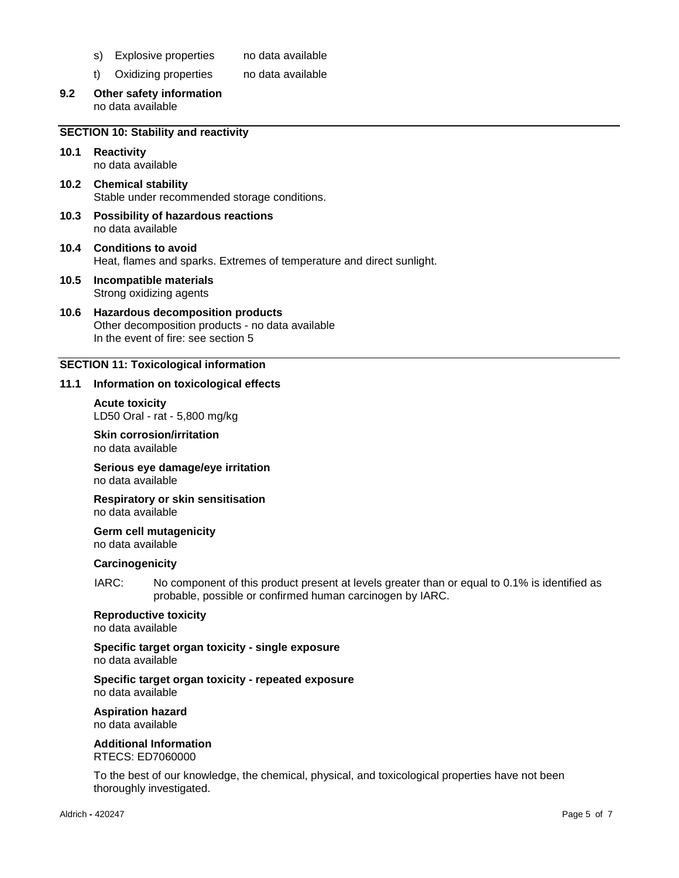s) Explosive properties no data available

t) Oxidizing properties no data available

**9.2 Other safety information**
no data available

## SECTION 10: Stability and reactivity

**10.1 Reactivity**
no data available

**10.2 Chemical stability**
Stable under recommended storage conditions.

**10.3 Possibility of hazardous reactions**
no data available

**10.4 Conditions to avoid**
Heat, flames and sparks. Extremes of temperature and direct sunlight.

**10.5 Incompatible materials**
Strong oxidizing agents

**10.6 Hazardous decomposition products**
Other decomposition products - no data available
In the event of fire: see section 5

## SECTION 11: Toxicological information

**11.1 Information on toxicological effects**

**Acute toxicity**
LD50 Oral - rat - 5,800 mg/kg

**Skin corrosion/irritation**
no data available

**Serious eye damage/eye irritation**
no data available

**Respiratory or skin sensitisation**
no data available

**Germ cell mutagenicity**
no data available

**Carcinogenicity**

IARC: No component of this product present at levels greater than or equal to 0.1% is identified as probable, possible or confirmed human carcinogen by IARC.

**Reproductive toxicity**
no data available

**Specific target organ toxicity - single exposure**
no data available

**Specific target organ toxicity - repeated exposure**
no data available

**Aspiration hazard**
no data available

**Additional Information**
RTECS: ED7060000

To the best of our knowledge, the chemical, physical, and toxicological properties have not been thoroughly investigated.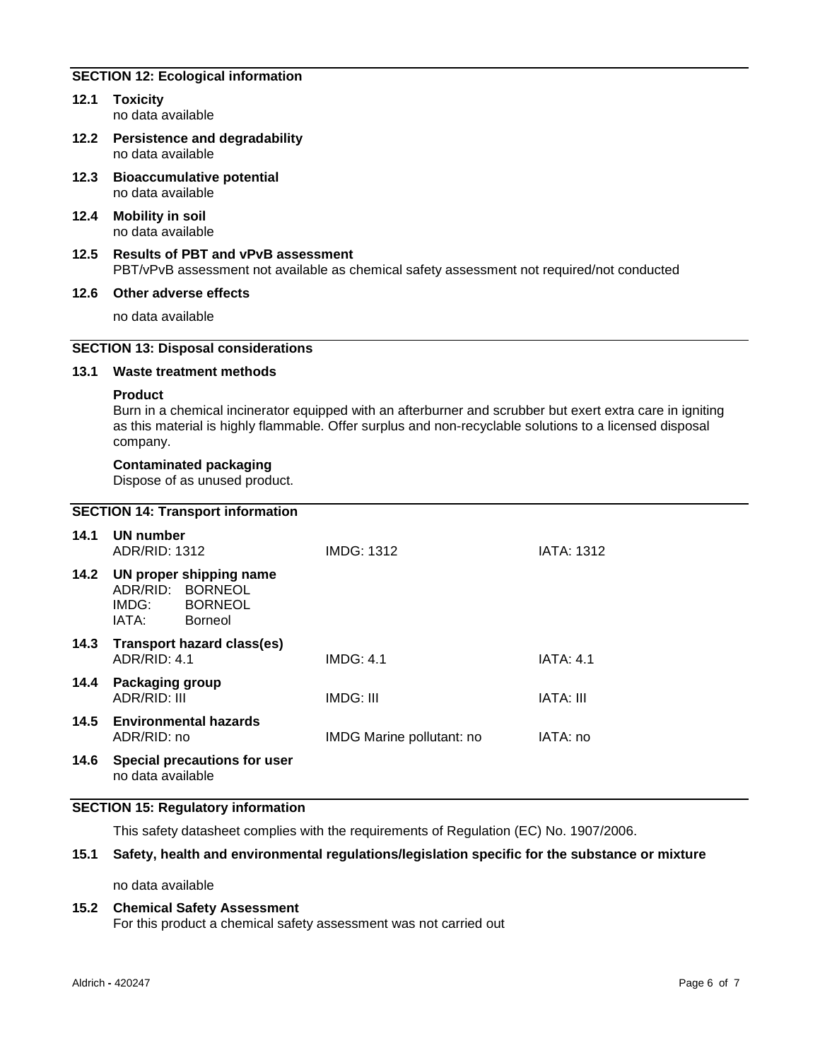## SECTION 12: Ecological information

### 12.1 Toxicity

no data available

### 12.2 Persistence and degradability

no data available

### 12.3 Bioaccumulative potential

no data available

### 12.4 Mobility in soil

no data available

### 12.5 Results of PBT and vPvB assessment

PBT/vPvB assessment not available as chemical safety assessment not required/not conducted

### 12.6 Other adverse effects

no data available

## SECTION 13: Disposal considerations

### 13.1 Waste treatment methods

**Product**

Burn in a chemical incinerator equipped with an afterburner and scrubber but exert extra care in igniting as this material is highly flammable. Offer surplus and non-recyclable solutions to a licensed disposal company.

**Contaminated packaging**

Dispose of as unused product.

## SECTION 14: Transport information

### 14.1 UN number

| ADR/RID: 1312 | IMDG: 1312 | IATA: 1312 |
|---|---|---|

### 14.2 UN proper shipping name

ADR/RID: BORNEOL
IMDG: BORNEOL
IATA: Borneol

### 14.3 Transport hazard class(es)

| ADR/RID: 4.1 | IMDG: 4.1 | IATA: 4.1 |
|---|---|---|

### 14.4 Packaging group

| ADR/RID: III | IMDG: III | IATA: III |
|---|---|---|

### 14.5 Environmental hazards

| ADR/RID: no | IMDG Marine pollutant: no | IATA: no |
|---|---|---|

### 14.6 Special precautions for user

no data available

## SECTION 15: Regulatory information

This safety datasheet complies with the requirements of Regulation (EC) No. 1907/2006.

### 15.1 Safety, health and environmental regulations/legislation specific for the substance or mixture

no data available

### 15.2 Chemical Safety Assessment

For this product a chemical safety assessment was not carried out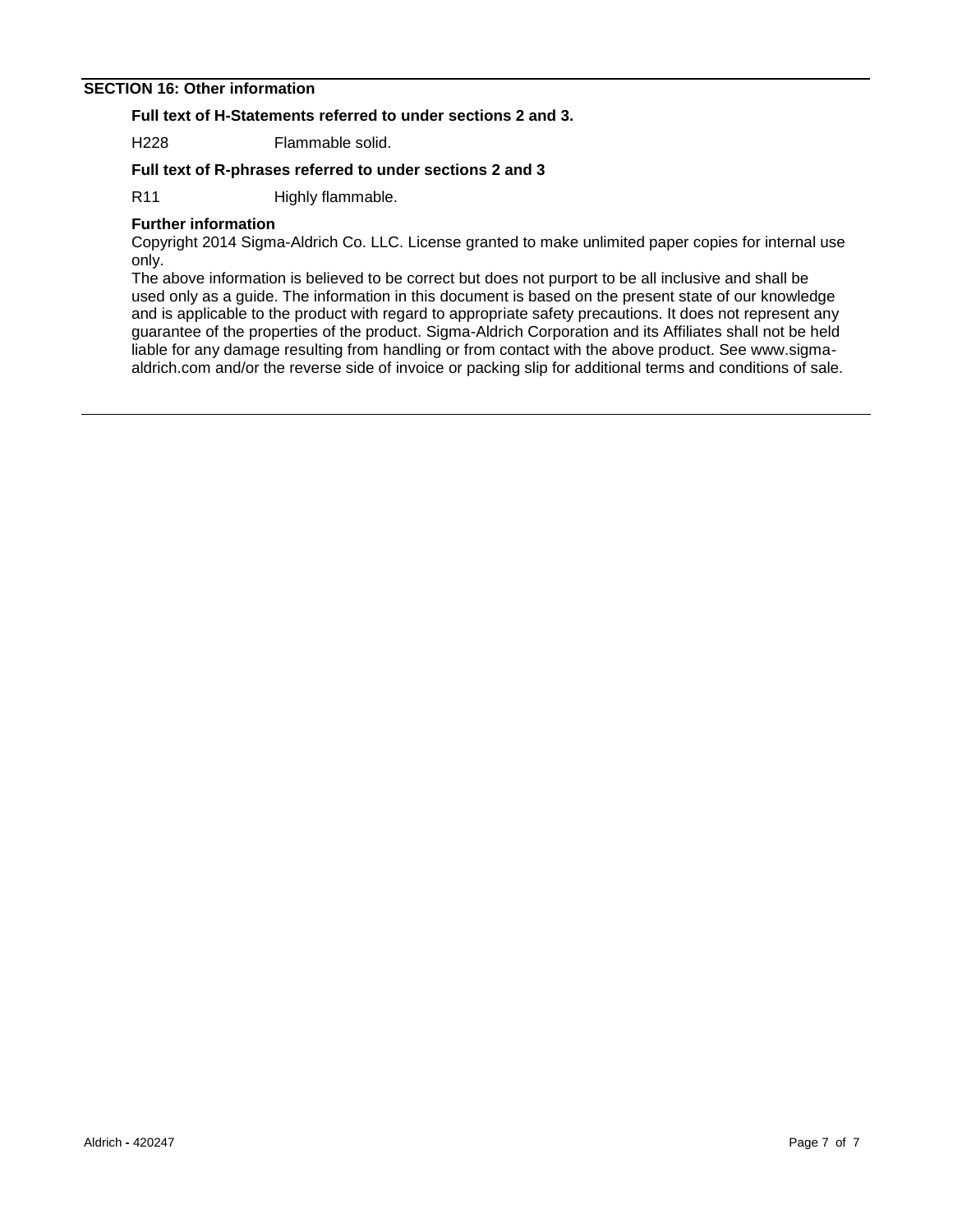## SECTION 16: Other information

**Full text of H-Statements referred to under sections 2 and 3.**

H228 Flammable solid.

**Full text of R-phrases referred to under sections 2 and 3**

R11 Highly flammable.

**Further information**

Copyright 2014 Sigma-Aldrich Co. LLC. License granted to make unlimited paper copies for internal use only.

The above information is believed to be correct but does not purport to be all inclusive and shall be used only as a guide. The information in this document is based on the present state of our knowledge and is applicable to the product with regard to appropriate safety precautions. It does not represent any guarantee of the properties of the product. Sigma-Aldrich Corporation and its Affiliates shall not be held liable for any damage resulting from handling or from contact with the above product. See www.sigma-aldrich.com and/or the reverse side of invoice or packing slip for additional terms and conditions of sale.